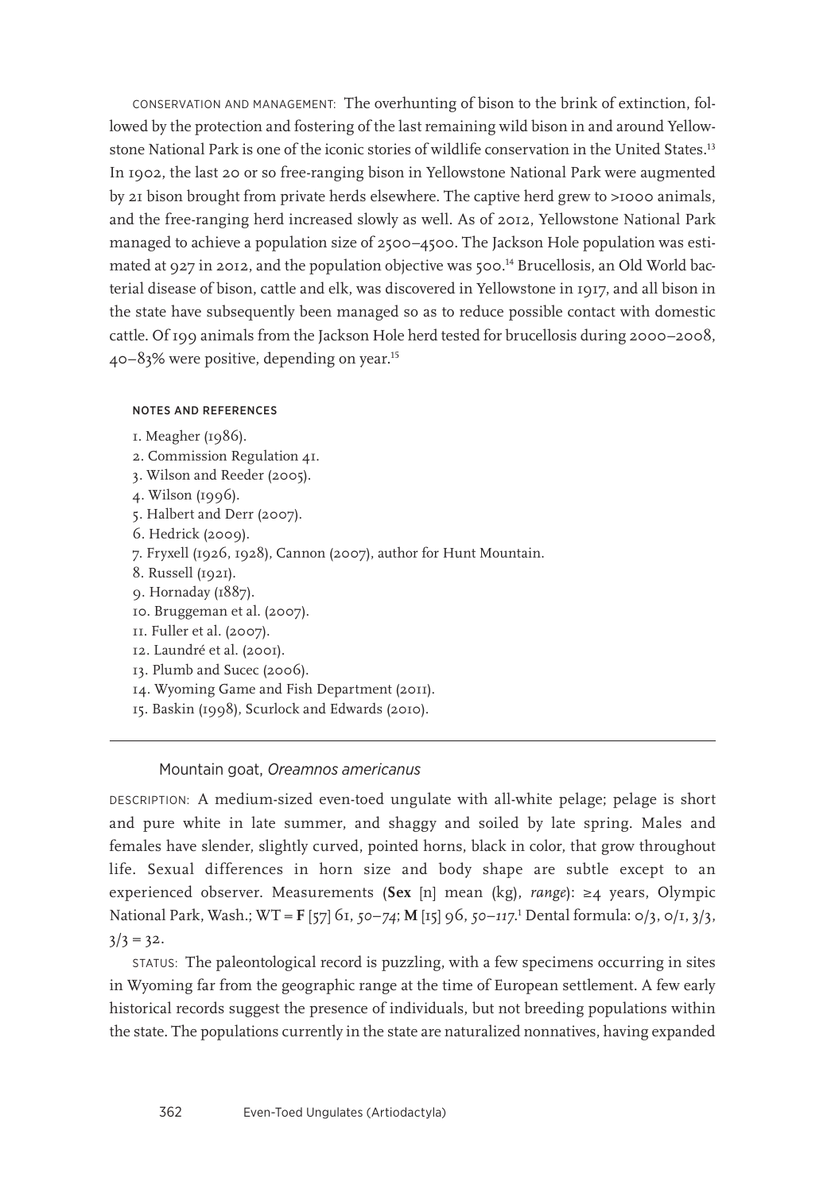CONSERVATION AND MANAGEMENT: The overhunting of bison to the brink of extinction, followed by the protection and fostering of the last remaining wild bison in and around Yellowstone National Park is one of the iconic stories of wildlife conservation in the United States.[13] In 1902, the last 20 or so free-ranging bison in Yellowstone National Park were augmented by 21 bison brought from private herds elsewhere. The captive herd grew to >1000 animals, and the free-ranging herd increased slowly as well. As of 2012, Yellowstone National Park managed to achieve a population size of 2500–4500. The Jackson Hole population was estimated at 927 in 2012, and the population objective was 500.[14] Brucellosis, an Old World bacterial disease of bison, cattle and elk, was discovered in Yellowstone in 1917, and all bison in the state have subsequently been managed so as to reduce possible contact with domestic cattle. Of 199 animals from the Jackson Hole herd tested for brucellosis during 2000–2008, 40–83% were positive, depending on year.[15]

#### NOTES AND REFERENCES

1. Meagher (1986).
2. Commission Regulation 41.
3. Wilson and Reeder (2005).
4. Wilson (1996).
5. Halbert and Derr (2007).
6. Hedrick (2009).
7. Fryxell (1926, 1928), Cannon (2007), author for Hunt Mountain.
8. Russell (1921).
9. Hornaday (1887).
10. Bruggeman et al. (2007).
11. Fuller et al. (2007).
12. Laundré et al. (2001).
13. Plumb and Sucec (2006).
14. Wyoming Game and Fish Department (2011).
15. Baskin (1998), Scurlock and Edwards (2010).

---

### Mountain goat, *Oreamnos americanus*

DESCRIPTION: A medium-sized even-toed ungulate with all-white pelage; pelage is short and pure white in late summer, and shaggy and soiled by late spring. Males and females have slender, slightly curved, pointed horns, black in color, that grow throughout life. Sexual differences in horn size and body shape are subtle except to an experienced observer. Measurements (**Sex** [n] mean (kg), *range*): ≥4 years, Olympic National Park, Wash.; WT = **F** [57] 61, *50–74*; **M** [15] 96, *50–117*.[1] Dental formula: 0/3, 0/1, 3/3, 3/3 = 32.

STATUS: The paleontological record is puzzling, with a few specimens occurring in sites in Wyoming far from the geographic range at the time of European settlement. A few early historical records suggest the presence of individuals, but not breeding populations within the state. The populations currently in the state are naturalized nonnatives, having expanded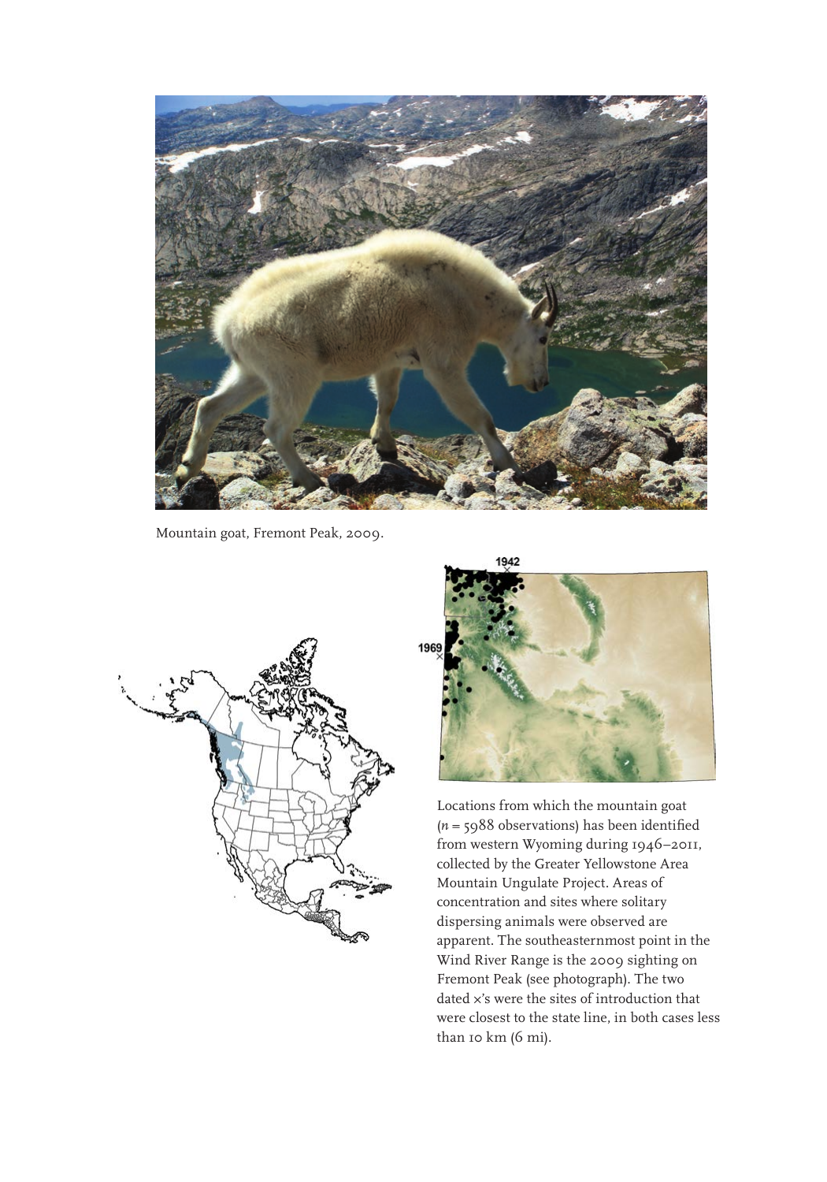Mountain goat, Fremont Peak, 2009.

Locations from which the mountain goat ($n$ = 5988 observations) has been identified from western Wyoming during 1946–2011, collected by the Greater Yellowstone Area Mountain Ungulate Project. Areas of concentration and sites where solitary dispersing animals were observed are apparent. The southeasternmost point in the Wind River Range is the 2009 sighting on Fremont Peak (see photograph). The two dated ×'s were the sites of introduction that were closest to the state line, in both cases less than 10 km (6 mi).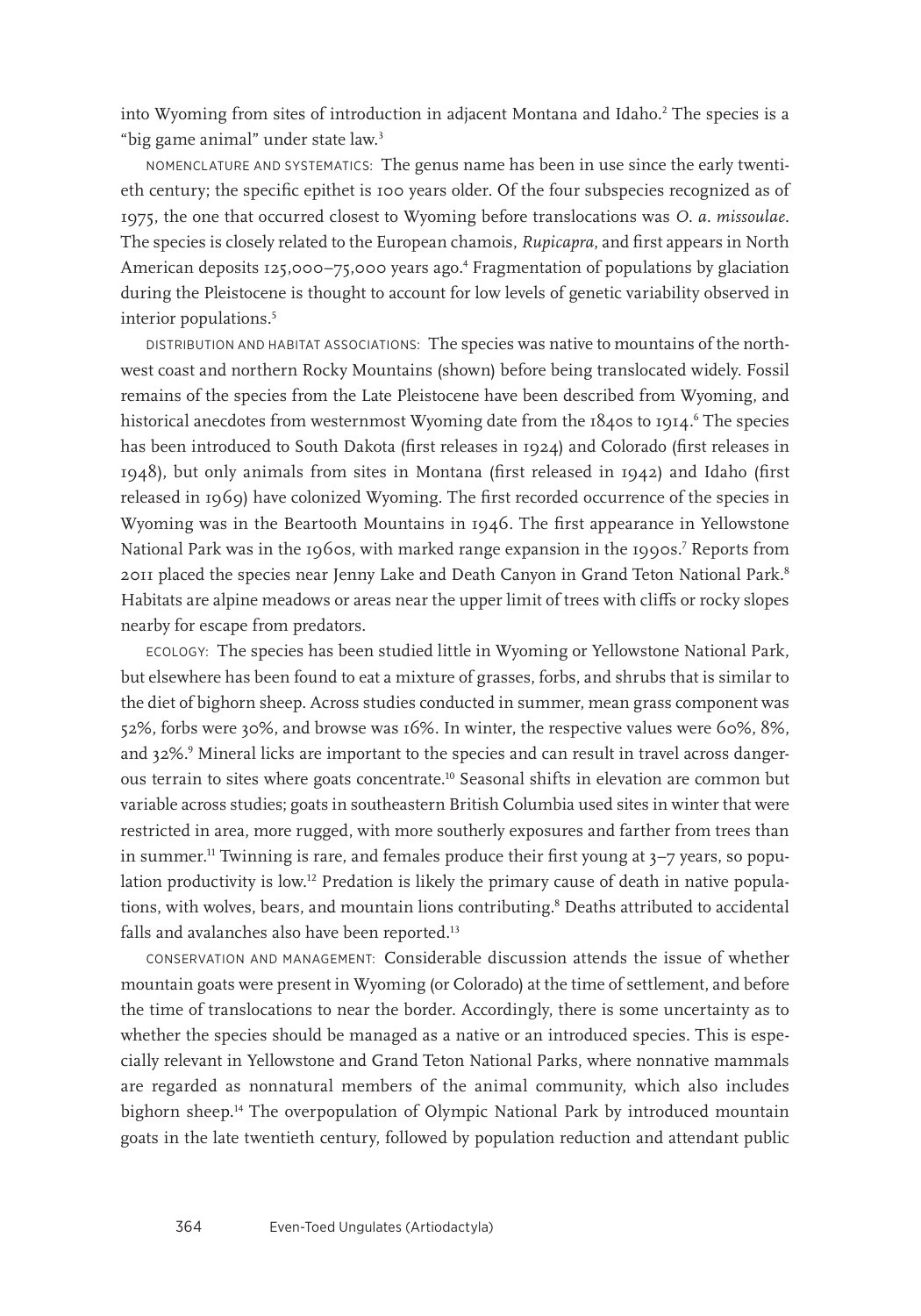into Wyoming from sites of introduction in adjacent Montana and Idaho.[2] The species is a "big game animal" under state law.[3]

NOMENCLATURE AND SYSTEMATICS: The genus name has been in use since the early twentieth century; the specific epithet is 100 years older. Of the four subspecies recognized as of 1975, the one that occurred closest to Wyoming before translocations was *O. a. missoulae*. The species is closely related to the European chamois, *Rupicapra*, and first appears in North American deposits 125,000–75,000 years ago.[4] Fragmentation of populations by glaciation during the Pleistocene is thought to account for low levels of genetic variability observed in interior populations.[5]

DISTRIBUTION AND HABITAT ASSOCIATIONS: The species was native to mountains of the northwest coast and northern Rocky Mountains (shown) before being translocated widely. Fossil remains of the species from the Late Pleistocene have been described from Wyoming, and historical anecdotes from westernmost Wyoming date from the 1840s to 1914.[6] The species has been introduced to South Dakota (first releases in 1924) and Colorado (first releases in 1948), but only animals from sites in Montana (first released in 1942) and Idaho (first released in 1969) have colonized Wyoming. The first recorded occurrence of the species in Wyoming was in the Beartooth Mountains in 1946. The first appearance in Yellowstone National Park was in the 1960s, with marked range expansion in the 1990s.[7] Reports from 2011 placed the species near Jenny Lake and Death Canyon in Grand Teton National Park.[8] Habitats are alpine meadows or areas near the upper limit of trees with cliffs or rocky slopes nearby for escape from predators.

ECOLOGY: The species has been studied little in Wyoming or Yellowstone National Park, but elsewhere has been found to eat a mixture of grasses, forbs, and shrubs that is similar to the diet of bighorn sheep. Across studies conducted in summer, mean grass component was 52%, forbs were 30%, and browse was 16%. In winter, the respective values were 60%, 8%, and 32%.[9] Mineral licks are important to the species and can result in travel across dangerous terrain to sites where goats concentrate.[10] Seasonal shifts in elevation are common but variable across studies; goats in southeastern British Columbia used sites in winter that were restricted in area, more rugged, with more southerly exposures and farther from trees than in summer.[11] Twinning is rare, and females produce their first young at 3–7 years, so population productivity is low.[12] Predation is likely the primary cause of death in native populations, with wolves, bears, and mountain lions contributing.[8] Deaths attributed to accidental falls and avalanches also have been reported.[13]

CONSERVATION AND MANAGEMENT: Considerable discussion attends the issue of whether mountain goats were present in Wyoming (or Colorado) at the time of settlement, and before the time of translocations to near the border. Accordingly, there is some uncertainty as to whether the species should be managed as a native or an introduced species. This is especially relevant in Yellowstone and Grand Teton National Parks, where nonnative mammals are regarded as nonnatural members of the animal community, which also includes bighorn sheep.[14] The overpopulation of Olympic National Park by introduced mountain goats in the late twentieth century, followed by population reduction and attendant public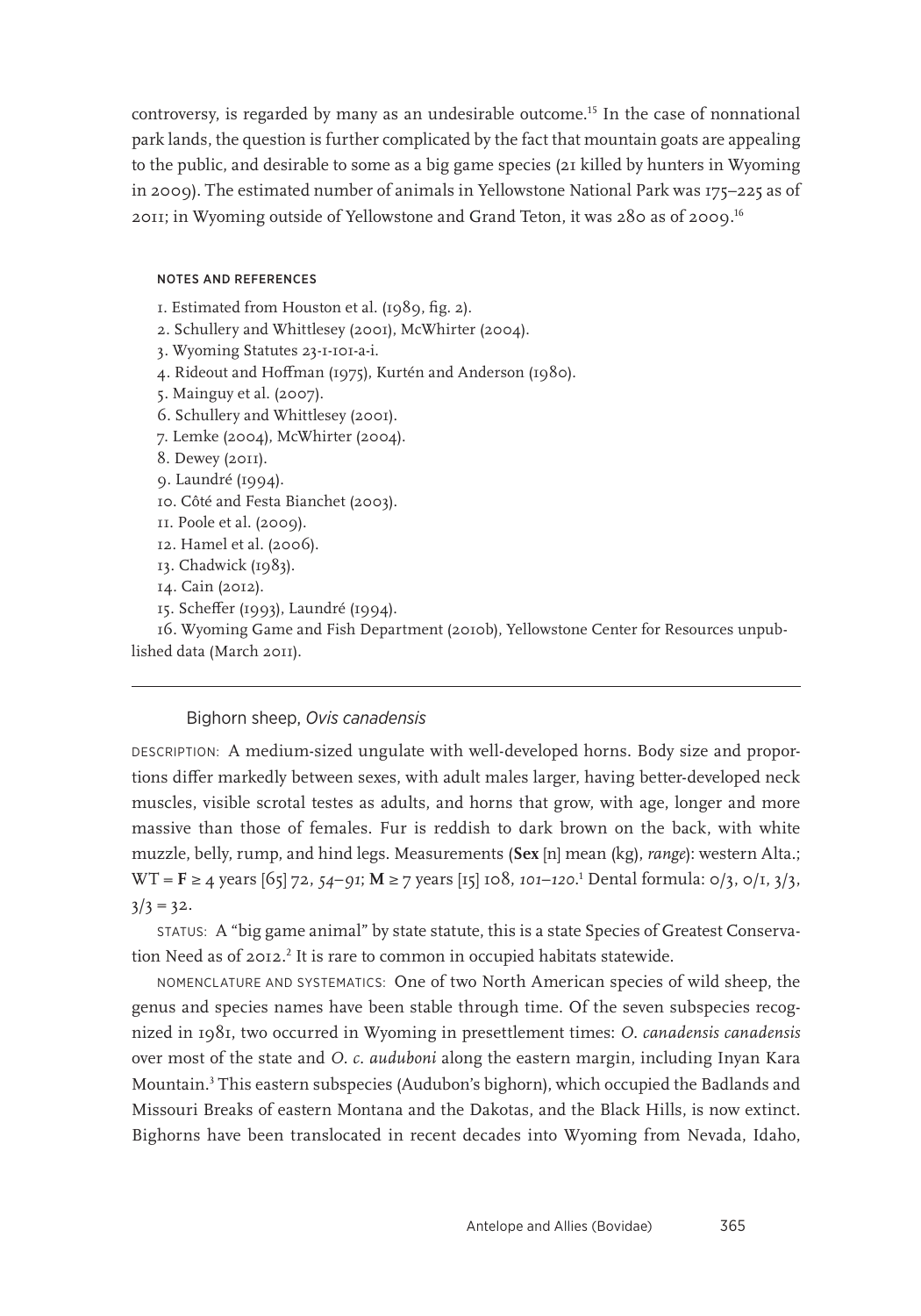controversy, is regarded by many as an undesirable outcome.[15] In the case of nonnational park lands, the question is further complicated by the fact that mountain goats are appealing to the public, and desirable to some as a big game species (21 killed by hunters in Wyoming in 2009). The estimated number of animals in Yellowstone National Park was 175–225 as of 2011; in Wyoming outside of Yellowstone and Grand Teton, it was 280 as of 2009.[16]

#### NOTES AND REFERENCES

1. Estimated from Houston et al. (1989, fig. 2).
2. Schullery and Whittlesey (2001), McWhirter (2004).
3. Wyoming Statutes 23-1-101-a-i.
4. Rideout and Hoffman (1975), Kurtén and Anderson (1980).
5. Mainguy et al. (2007).
6. Schullery and Whittlesey (2001).
7. Lemke (2004), McWhirter (2004).
8. Dewey (2011).
9. Laundré (1994).
10. Côté and Festa Bianchet (2003).
11. Poole et al. (2009).
12. Hamel et al. (2006).
13. Chadwick (1983).
14. Cain (2012).
15. Scheffer (1993), Laundré (1994).
16. Wyoming Game and Fish Department (2010b), Yellowstone Center for Resources unpublished data (March 2011).

---

### Bighorn sheep, *Ovis canadensis*

DESCRIPTION: A medium-sized ungulate with well-developed horns. Body size and proportions differ markedly between sexes, with adult males larger, having better-developed neck muscles, visible scrotal testes as adults, and horns that grow, with age, longer and more massive than those of females. Fur is reddish to dark brown on the back, with white muzzle, belly, rump, and hind legs. Measurements (**Sex** [n] mean (kg), *range*): western Alta.; WT = **F** ≥ 4 years [65] 72, *54–91*; **M** ≥ 7 years [15] 108, *101–120*.[1] Dental formula: 0/3, 0/1, 3/3, 3/3 = 32.

STATUS: A "big game animal" by state statute, this is a state Species of Greatest Conservation Need as of 2012.[2] It is rare to common in occupied habitats statewide.

NOMENCLATURE AND SYSTEMATICS: One of two North American species of wild sheep, the genus and species names have been stable through time. Of the seven subspecies recognized in 1981, two occurred in Wyoming in presettlement times: *O. canadensis canadensis* over most of the state and *O. c. auduboni* along the eastern margin, including Inyan Kara Mountain.[3] This eastern subspecies (Audubon's bighorn), which occupied the Badlands and Missouri Breaks of eastern Montana and the Dakotas, and the Black Hills, is now extinct. Bighorns have been translocated in recent decades into Wyoming from Nevada, Idaho,